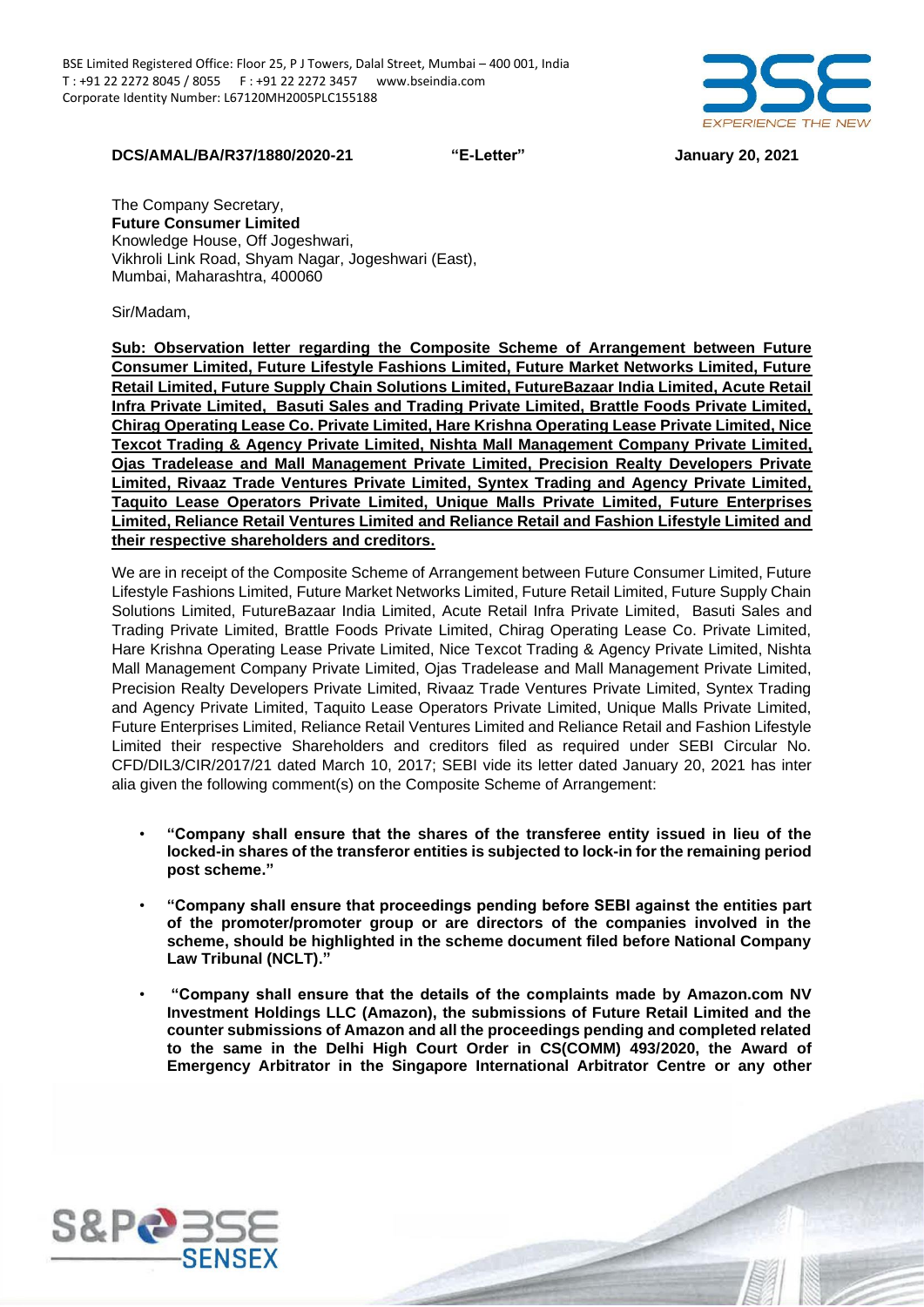BSE Limited Registered Office: Floor 25, P J Towers, Dalal Street, Mumbai – 400 001, India
T : +91 22 2272 8045 / 8055 F : +91 22 2272 3457 www.bseindia.com
Corporate Identity Number: L67120MH2005PLC155188

**DCS/AMAL/BA/R37/1880/2020-21** **"E-Letter"** **January 20, 2021**

The Company Secretary,
**Future Consumer Limited**
Knowledge House, Off Jogeshwari,
Vikhroli Link Road, Shyam Nagar, Jogeshwari (East),
Mumbai, Maharashtra, 400060

Sir/Madam,

**Sub: Observation letter regarding the Composite Scheme of Arrangement between Future Consumer Limited, Future Lifestyle Fashions Limited, Future Market Networks Limited, Future Retail Limited, Future Supply Chain Solutions Limited, FutureBazaar India Limited, Acute Retail Infra Private Limited, Basuti Sales and Trading Private Limited, Brattle Foods Private Limited, Chirag Operating Lease Co. Private Limited, Hare Krishna Operating Lease Private Limited, Nice Texcot Trading & Agency Private Limited, Nishta Mall Management Company Private Limited, Ojas Tradelease and Mall Management Private Limited, Precision Realty Developers Private Limited, Rivaaz Trade Ventures Private Limited, Syntex Trading and Agency Private Limited, Taquito Lease Operators Private Limited, Unique Malls Private Limited, Future Enterprises Limited, Reliance Retail Ventures Limited and Reliance Retail and Fashion Lifestyle Limited and their respective shareholders and creditors.**

We are in receipt of the Composite Scheme of Arrangement between Future Consumer Limited, Future Lifestyle Fashions Limited, Future Market Networks Limited, Future Retail Limited, Future Supply Chain Solutions Limited, FutureBazaar India Limited, Acute Retail Infra Private Limited, Basuti Sales and Trading Private Limited, Brattle Foods Private Limited, Chirag Operating Lease Co. Private Limited, Hare Krishna Operating Lease Private Limited, Nice Texcot Trading & Agency Private Limited, Nishta Mall Management Company Private Limited, Ojas Tradelease and Mall Management Private Limited, Precision Realty Developers Private Limited, Rivaaz Trade Ventures Private Limited, Syntex Trading and Agency Private Limited, Taquito Lease Operators Private Limited, Unique Malls Private Limited, Future Enterprises Limited, Reliance Retail Ventures Limited and Reliance Retail and Fashion Lifestyle Limited their respective Shareholders and creditors filed as required under SEBI Circular No. CFD/DIL3/CIR/2017/21 dated March 10, 2017; SEBI vide its letter dated January 20, 2021 has inter alia given the following comment(s) on the Composite Scheme of Arrangement:

- **"Company shall ensure that the shares of the transferee entity issued in lieu of the locked-in shares of the transferor entities is subjected to lock-in for the remaining period post scheme."**
- **"Company shall ensure that proceedings pending before SEBI against the entities part of the promoter/promoter group or are directors of the companies involved in the scheme, should be highlighted in the scheme document filed before National Company Law Tribunal (NCLT)."**
- **"Company shall ensure that the details of the complaints made by Amazon.com NV Investment Holdings LLC (Amazon), the submissions of Future Retail Limited and the counter submissions of Amazon and all the proceedings pending and completed related to the same in the Delhi High Court Order in CS(COMM) 493/2020, the Award of Emergency Arbitrator in the Singapore International Arbitrator Centre or any other**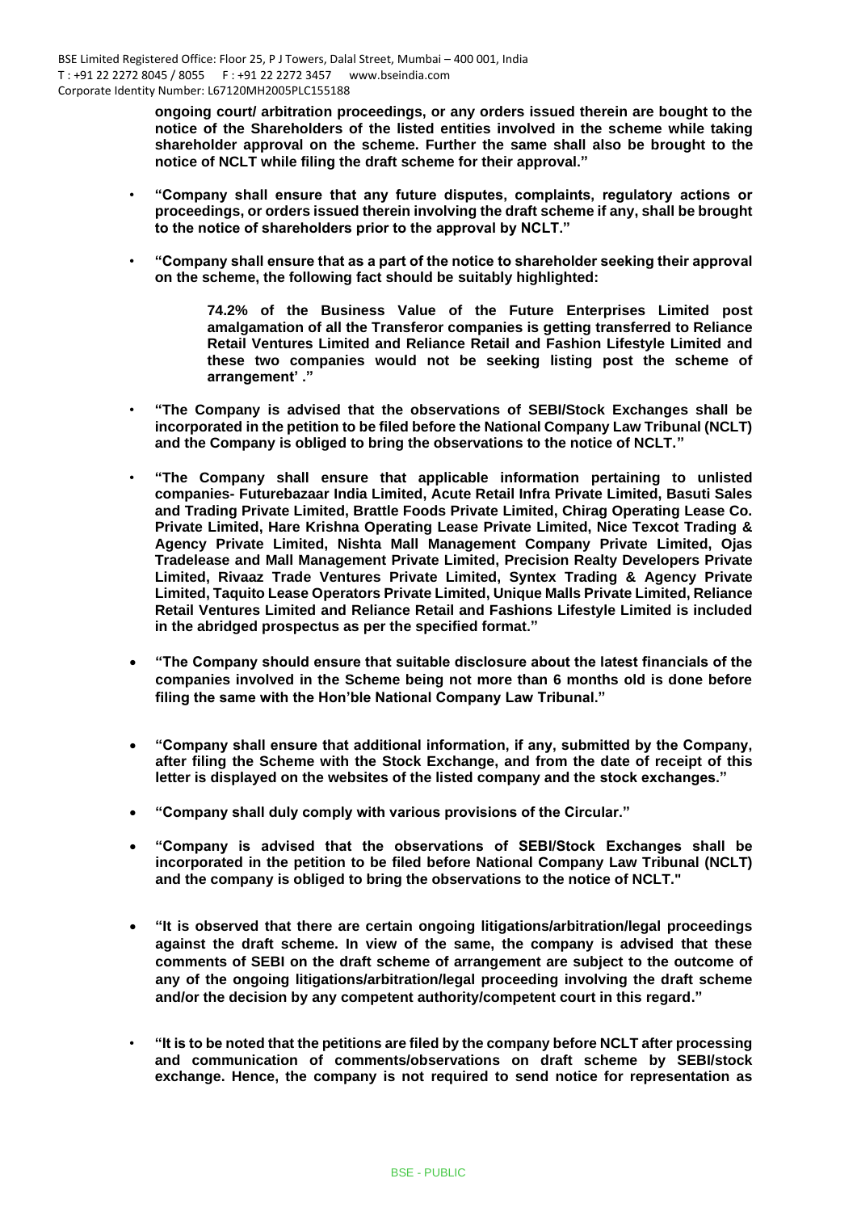**ongoing court/ arbitration proceedings, or any orders issued therein are bought to the notice of the Shareholders of the listed entities involved in the scheme while taking shareholder approval on the scheme. Further the same shall also be brought to the notice of NCLT while filing the draft scheme for their approval."**

- **"Company shall ensure that any future disputes, complaints, regulatory actions or proceedings, or orders issued therein involving the draft scheme if any, shall be brought to the notice of shareholders prior to the approval by NCLT."**

- **"Company shall ensure that as a part of the notice to shareholder seeking their approval on the scheme, the following fact should be suitably highlighted:**

  > **74.2% of the Business Value of the Future Enterprises Limited post amalgamation of all the Transferor companies is getting transferred to Reliance Retail Ventures Limited and Reliance Retail and Fashion Lifestyle Limited and these two companies would not be seeking listing post the scheme of arrangement' ."**

- **"The Company is advised that the observations of SEBI/Stock Exchanges shall be incorporated in the petition to be filed before the National Company Law Tribunal (NCLT) and the Company is obliged to bring the observations to the notice of NCLT."**

- **"The Company shall ensure that applicable information pertaining to unlisted companies- Futurebazaar India Limited, Acute Retail Infra Private Limited, Basuti Sales and Trading Private Limited, Brattle Foods Private Limited, Chirag Operating Lease Co. Private Limited, Hare Krishna Operating Lease Private Limited, Nice Texcot Trading & Agency Private Limited, Nishta Mall Management Company Private Limited, Ojas Tradelease and Mall Management Private Limited, Precision Realty Developers Private Limited, Rivaaz Trade Ventures Private Limited, Syntex Trading & Agency Private Limited, Taquito Lease Operators Private Limited, Unique Malls Private Limited, Reliance Retail Ventures Limited and Reliance Retail and Fashions Lifestyle Limited is included in the abridged prospectus as per the specified format."**

- **"The Company should ensure that suitable disclosure about the latest financials of the companies involved in the Scheme being not more than 6 months old is done before filing the same with the Hon'ble National Company Law Tribunal."**

- **"Company shall ensure that additional information, if any, submitted by the Company, after filing the Scheme with the Stock Exchange, and from the date of receipt of this letter is displayed on the websites of the listed company and the stock exchanges."**

- **"Company shall duly comply with various provisions of the Circular."**

- **"Company is advised that the observations of SEBI/Stock Exchanges shall be incorporated in the petition to be filed before National Company Law Tribunal (NCLT) and the company is obliged to bring the observations to the notice of NCLT."**

- **"It is observed that there are certain ongoing litigations/arbitration/legal proceedings against the draft scheme. In view of the same, the company is advised that these comments of SEBI on the draft scheme of arrangement are subject to the outcome of any of the ongoing litigations/arbitration/legal proceeding involving the draft scheme and/or the decision by any competent authority/competent court in this regard."**

- **"It is to be noted that the petitions are filed by the company before NCLT after processing and communication of comments/observations on draft scheme by SEBI/stock exchange. Hence, the company is not required to send notice for representation as**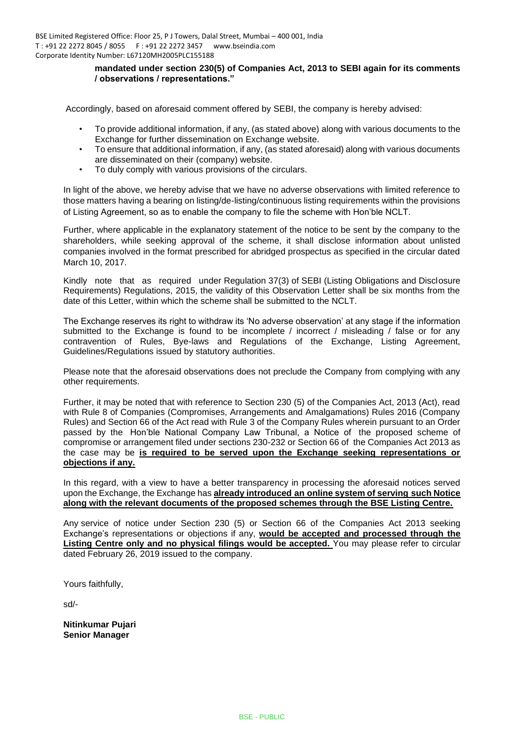**mandated under section 230(5) of Companies Act, 2013 to SEBI again for its comments / observations / representations."**

Accordingly, based on aforesaid comment offered by SEBI, the company is hereby advised:

- To provide additional information, if any, (as stated above) along with various documents to the Exchange for further dissemination on Exchange website.
- To ensure that additional information, if any, (as stated aforesaid) along with various documents are disseminated on their (company) website.
- To duly comply with various provisions of the circulars.

In light of the above, we hereby advise that we have no adverse observations with limited reference to those matters having a bearing on listing/de-listing/continuous listing requirements within the provisions of Listing Agreement, so as to enable the company to file the scheme with Hon'ble NCLT.

Further, where applicable in the explanatory statement of the notice to be sent by the company to the shareholders, while seeking approval of the scheme, it shall disclose information about unlisted companies involved in the format prescribed for abridged prospectus as specified in the circular dated March 10, 2017.

Kindly note that as required under Regulation 37(3) of SEBI (Listing Obligations and Disclosure Requirements) Regulations, 2015, the validity of this Observation Letter shall be six months from the date of this Letter, within which the scheme shall be submitted to the NCLT.

The Exchange reserves its right to withdraw its 'No adverse observation' at any stage if the information submitted to the Exchange is found to be incomplete / incorrect / misleading / false or for any contravention of Rules, Bye-laws and Regulations of the Exchange, Listing Agreement, Guidelines/Regulations issued by statutory authorities.

Please note that the aforesaid observations does not preclude the Company from complying with any other requirements.

Further, it may be noted that with reference to Section 230 (5) of the Companies Act, 2013 (Act), read with Rule 8 of Companies (Compromises, Arrangements and Amalgamations) Rules 2016 (Company Rules) and Section 66 of the Act read with Rule 3 of the Company Rules wherein pursuant to an Order passed by the Hon'ble National Company Law Tribunal, a Notice of the proposed scheme of compromise or arrangement filed under sections 230-232 or Section 66 of the Companies Act 2013 as the case may be **is required to be served upon the Exchange seeking representations or objections if any.**

In this regard, with a view to have a better transparency in processing the aforesaid notices served upon the Exchange, the Exchange has **already introduced an online system of serving such Notice along with the relevant documents of the proposed schemes through the BSE Listing Centre.**

Any service of notice under Section 230 (5) or Section 66 of the Companies Act 2013 seeking Exchange's representations or objections if any, **would be accepted and processed through the Listing Centre only and no physical filings would be accepted.** You may please refer to circular dated February 26, 2019 issued to the company.

Yours faithfully,

sd/-

**Nitinkumar Pujari**
**Senior Manager**